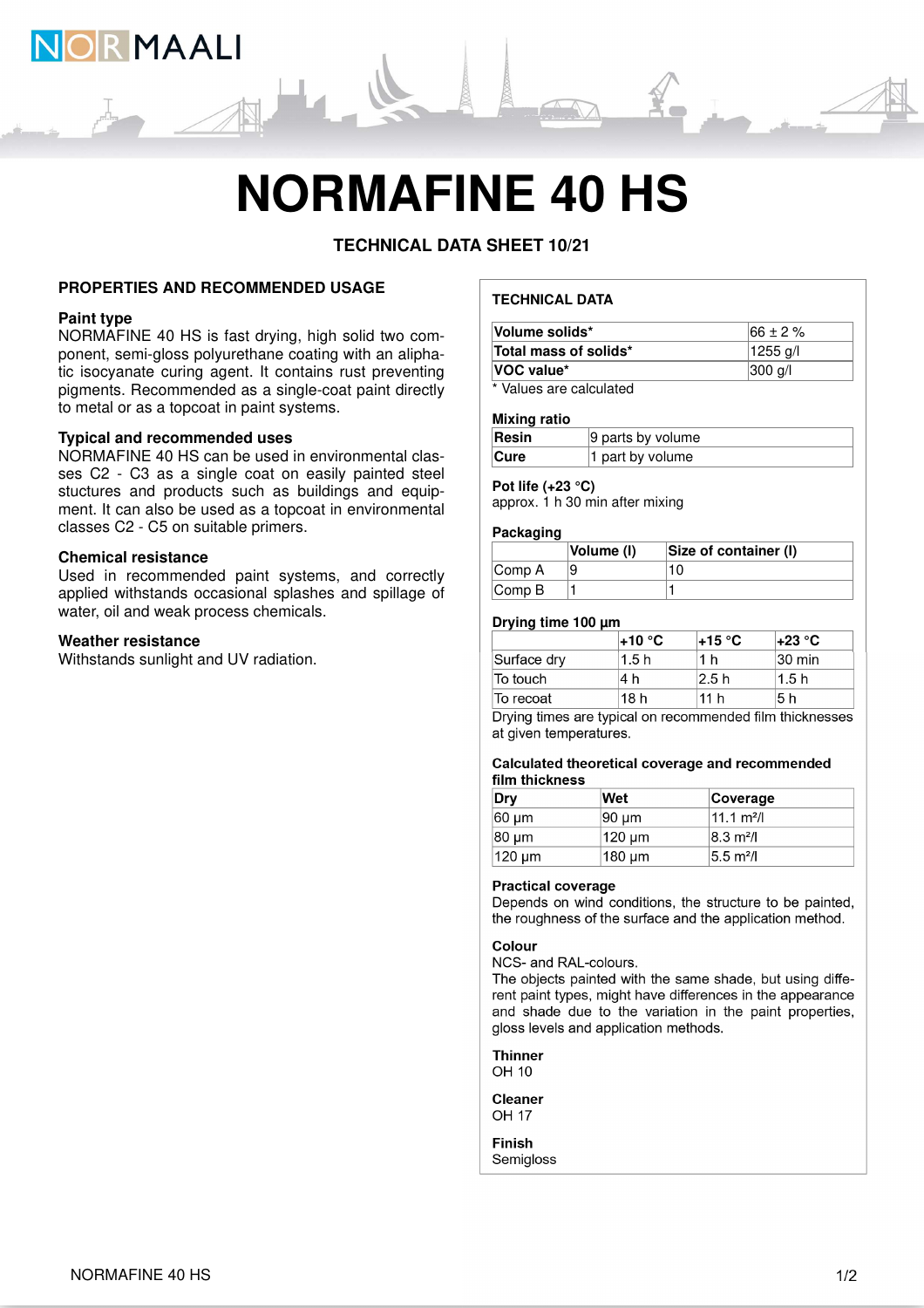# NORMAFINE 40 HS

### TECHNICAL DATA SHEET 10/21

## PROPERTIES AND RECOMMENDED USAGE

### Paint type

NORMAFINE 40 HS is fast drying, high solid two component, semi-gloss polyurethane coating with an aliphatic isocyanate curing agent. It contains rust preventing pigments. Recommended as a single-coat paint directly to metal or as a topcoat in paint systems.

### Typical and recommended uses

NORMAFINE 40 HS can be used in environmental classes C2 - C3 as a single coat on easily painted steel stuctures and products such as buildings and equipment. It can also be used as a topcoat in environmental classes C2 - C5 on suitable primers.

### Chemical resistance

Used in recommended paint systems, and correctly applied withstands occasional splashes and spillage of water, oil and weak process chemicals.

### Weather resistance

Withstands sunlight and UV radiation.

## TECHNICAL DATA

| | |
|---|---|
| **Volume solids*** | 66 ± 2 % |
| **Total mass of solids*** | 1255 g/l |
| **VOC value*** | 300 g/l |

* Values are calculated

### Mixing ratio

| | |
|---|---|
| **Resin** | 9 parts by volume |
| **Cure** | 1 part by volume |

### Pot life (+23 °C)

approx. 1 h 30 min after mixing

### Packaging

| | Volume (l) | Size of container (l) |
|---|---|---|
| Comp A | 9 | 10 |
| Comp B | 1 | 1 |

### Drying time 100 µm

| | +10 °C | +15 °C | +23 °C |
|---|---|---|---|
| Surface dry | 1.5 h | 1 h | 30 min |
| To touch | 4 h | 2.5 h | 1.5 h |
| To recoat | 18 h | 11 h | 5 h |

Drying times are typical on recommended film thicknesses at given temperatures.

### Calculated theoretical coverage and recommended film thickness

| Dry | Wet | Coverage |
|---|---|---|
| 60 µm | 90 µm | 11.1 m²/l |
| 80 µm | 120 µm | 8.3 m²/l |
| 120 µm | 180 µm | 5.5 m²/l |

### Practical coverage

Depends on wind conditions, the structure to be painted, the roughness of the surface and the application method.

### Colour

NCS- and RAL-colours.
The objects painted with the same shade, but using different paint types, might have differences in the appearance and shade due to the variation in the paint properties, gloss levels and application methods.

### Thinner

OH 10

### Cleaner

OH 17

### Finish

Semigloss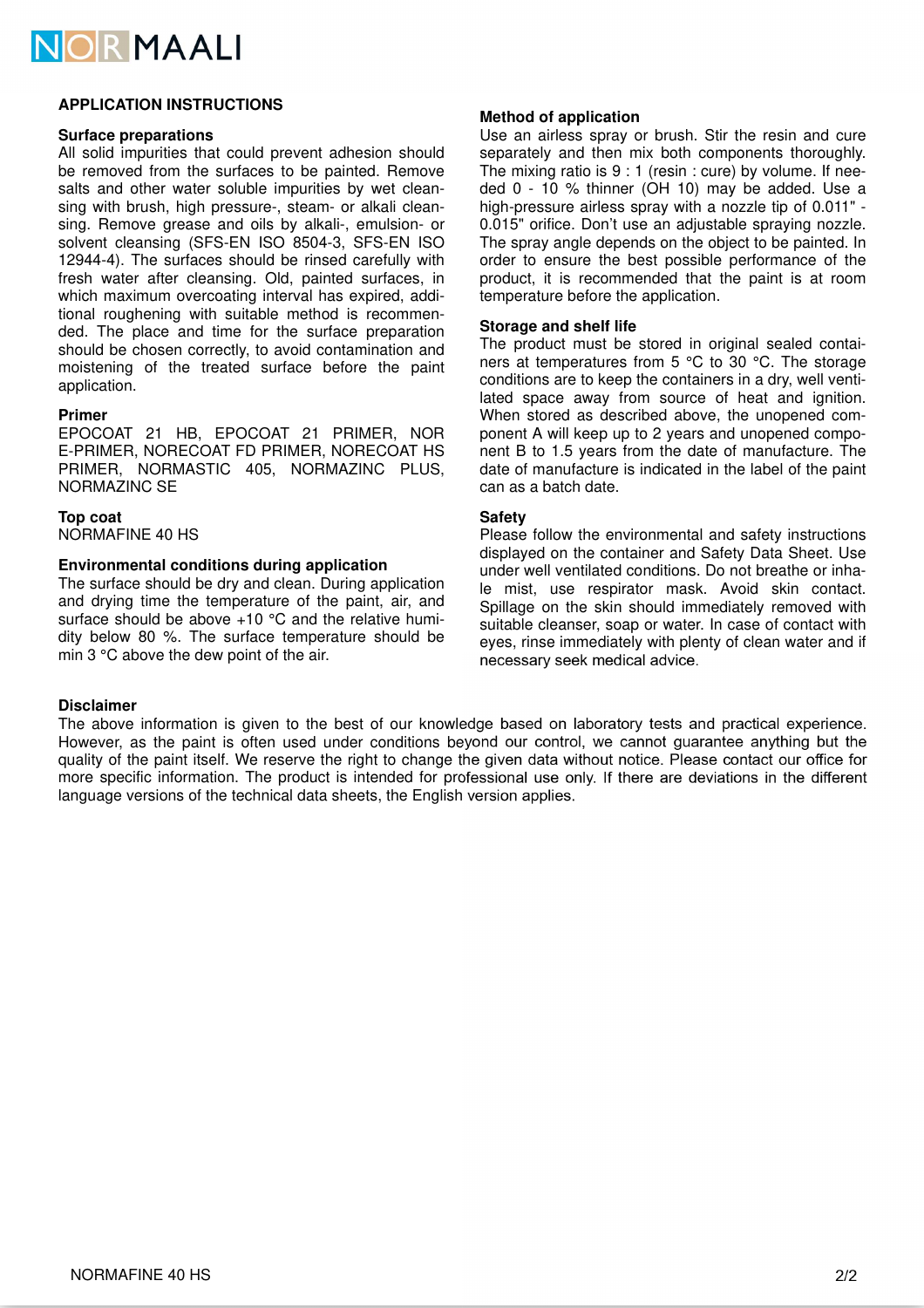## APPLICATION INSTRUCTIONS

### Surface preparations

All solid impurities that could prevent adhesion should be removed from the surfaces to be painted. Remove salts and other water soluble impurities by wet cleansing with brush, high pressure-, steam- or alkali cleansing. Remove grease and oils by alkali-, emulsion- or solvent cleansing (SFS-EN ISO 8504-3, SFS-EN ISO 12944-4). The surfaces should be rinsed carefully with fresh water after cleansing. Old, painted surfaces, in which maximum overcoating interval has expired, additional roughening with suitable method is recommended. The place and time for the surface preparation should be chosen correctly, to avoid contamination and moistening of the treated surface before the paint application.

### Primer

EPOCOAT 21 HB, EPOCOAT 21 PRIMER, NOR E-PRIMER, NORECOAT FD PRIMER, NORECOAT HS PRIMER, NORMASTIC 405, NORMAZINC PLUS, NORMAZINC SE

### Top coat

NORMAFINE 40 HS

### Environmental conditions during application

The surface should be dry and clean. During application and drying time the temperature of the paint, air, and surface should be above +10 °C and the relative humidity below 80 %. The surface temperature should be min 3 °C above the dew point of the air.

### Method of application

Use an airless spray or brush. Stir the resin and cure separately and then mix both components thoroughly. The mixing ratio is 9 : 1 (resin : cure) by volume. If needed 0 - 10 % thinner (OH 10) may be added. Use a high-pressure airless spray with a nozzle tip of 0.011" - 0.015" orifice. Don't use an adjustable spraying nozzle. The spray angle depends on the object to be painted. In order to ensure the best possible performance of the product, it is recommended that the paint is at room temperature before the application.

### Storage and shelf life

The product must be stored in original sealed containers at temperatures from 5 °C to 30 °C. The storage conditions are to keep the containers in a dry, well ventilated space away from source of heat and ignition. When stored as described above, the unopened component A will keep up to 2 years and unopened component B to 1.5 years from the date of manufacture. The date of manufacture is indicated in the label of the paint can as a batch date.

### Safety

Please follow the environmental and safety instructions displayed on the container and Safety Data Sheet. Use under well ventilated conditions. Do not breathe or inhale mist, use respirator mask. Avoid skin contact. Spillage on the skin should immediately removed with suitable cleanser, soap or water. In case of contact with eyes, rinse immediately with plenty of clean water and if necessary seek medical advice.

### Disclaimer

The above information is given to the best of our knowledge based on laboratory tests and practical experience. However, as the paint is often used under conditions beyond our control, we cannot guarantee anything but the quality of the paint itself. We reserve the right to change the given data without notice. Please contact our office for more specific information. The product is intended for professional use only. If there are deviations in the different language versions of the technical data sheets, the English version applies.